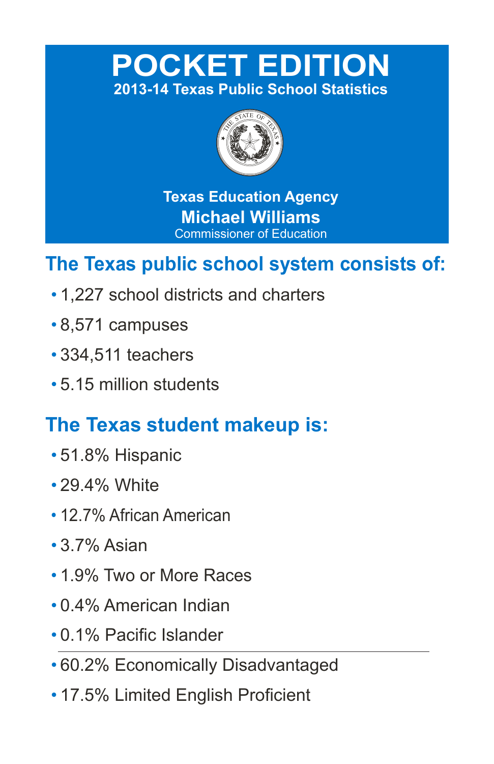# POCKET EDITION

## 2013-14 Texas Public School Statistics

**Texas Education Agency**

**Michael Williams**

Commissioner of Education

## The Texas public school system consists of:

- 1,227 school districts and charters
- 8,571 campuses
- 334,511 teachers
- 5.15 million students

## The Texas student makeup is:

- 51.8% Hispanic
- 29.4% White
- 12.7% African American
- 3.7% Asian
- 1.9% Two or More Races
- 0.4% American Indian
- 0.1% Pacific Islander

---

- 60.2% Economically Disadvantaged
- 17.5% Limited English Proficient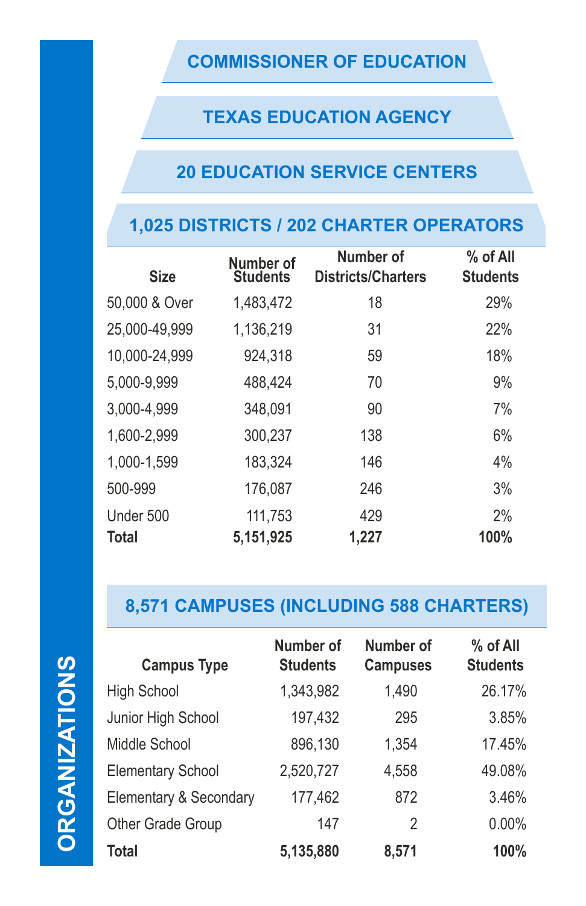# ORGANIZATIONS

## COMMISSIONER OF EDUCATION

## TEXAS EDUCATION AGENCY

## 20 EDUCATION SERVICE CENTERS

## 1,025 DISTRICTS / 202 CHARTER OPERATORS

| Size | Number of Students | Number of Districts/Charters | % of All Students |
|---|---|---|---|
| 50,000 & Over | 1,483,472 | 18 | 29% |
| 25,000-49,999 | 1,136,219 | 31 | 22% |
| 10,000-24,999 | 924,318 | 59 | 18% |
| 5,000-9,999 | 488,424 | 70 | 9% |
| 3,000-4,999 | 348,091 | 90 | 7% |
| 1,600-2,999 | 300,237 | 138 | 6% |
| 1,000-1,599 | 183,324 | 146 | 4% |
| 500-999 | 176,087 | 246 | 3% |
| Under 500 | 111,753 | 429 | 2% |
| **Total** | **5,151,925** | **1,227** | **100%** |

## 8,571 CAMPUSES (INCLUDING 588 CHARTERS)

| Campus Type | Number of Students | Number of Campuses | % of All Students |
|---|---|---|---|
| High School | 1,343,982 | 1,490 | 26.17% |
| Junior High School | 197,432 | 295 | 3.85% |
| Middle School | 896,130 | 1,354 | 17.45% |
| Elementary School | 2,520,727 | 4,558 | 49.08% |
| Elementary & Secondary | 177,462 | 872 | 3.46% |
| Other Grade Group | 147 | 2 | 0.00% |
| **Total** | **5,135,880** | **8,571** | **100%** |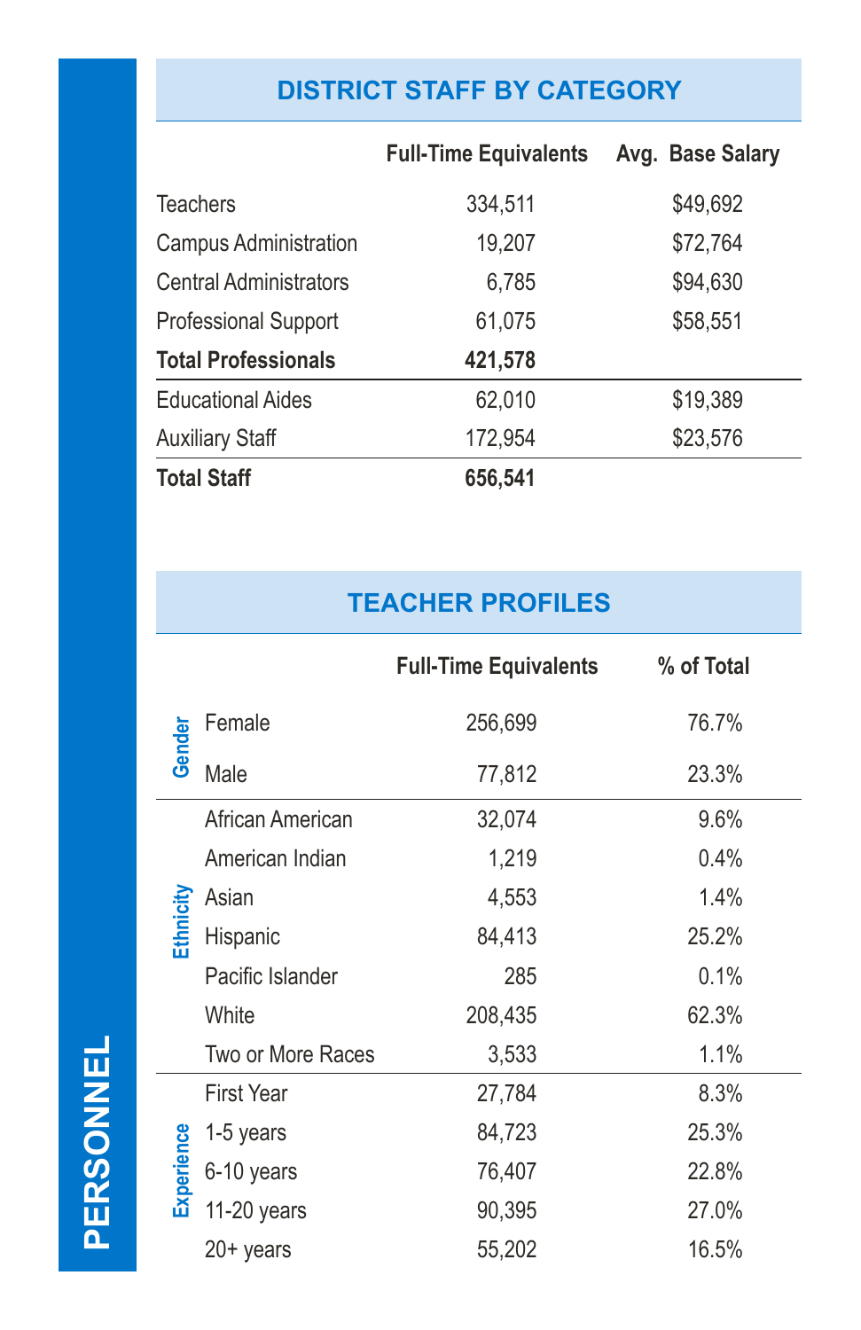# PERSONNEL

## DISTRICT STAFF BY CATEGORY

| | Full-Time Equivalents | Avg. Base Salary |
|---|---|---|
| Teachers | 334,511 | $49,692 |
| Campus Administration | 19,207 | $72,764 |
| Central Administrators | 6,785 | $94,630 |
| Professional Support | 61,075 | $58,551 |
| **Total Professionals** | **421,578** | |
| Educational Aides | 62,010 | $19,389 |
| Auxiliary Staff | 172,954 | $23,576 |
| **Total Staff** | **656,541** | |

## TEACHER PROFILES

| | | Full-Time Equivalents | % of Total |
|---|---|---|---|
| Gender | Female | 256,699 | 76.7% |
| | Male | 77,812 | 23.3% |
| Ethnicity | African American | 32,074 | 9.6% |
| | American Indian | 1,219 | 0.4% |
| | Asian | 4,553 | 1.4% |
| | Hispanic | 84,413 | 25.2% |
| | Pacific Islander | 285 | 0.1% |
| | White | 208,435 | 62.3% |
| | Two or More Races | 3,533 | 1.1% |
| Experience | First Year | 27,784 | 8.3% |
| | 1-5 years | 84,723 | 25.3% |
| | 6-10 years | 76,407 | 22.8% |
| | 11-20 years | 90,395 | 27.0% |
| | 20+ years | 55,202 | 16.5% |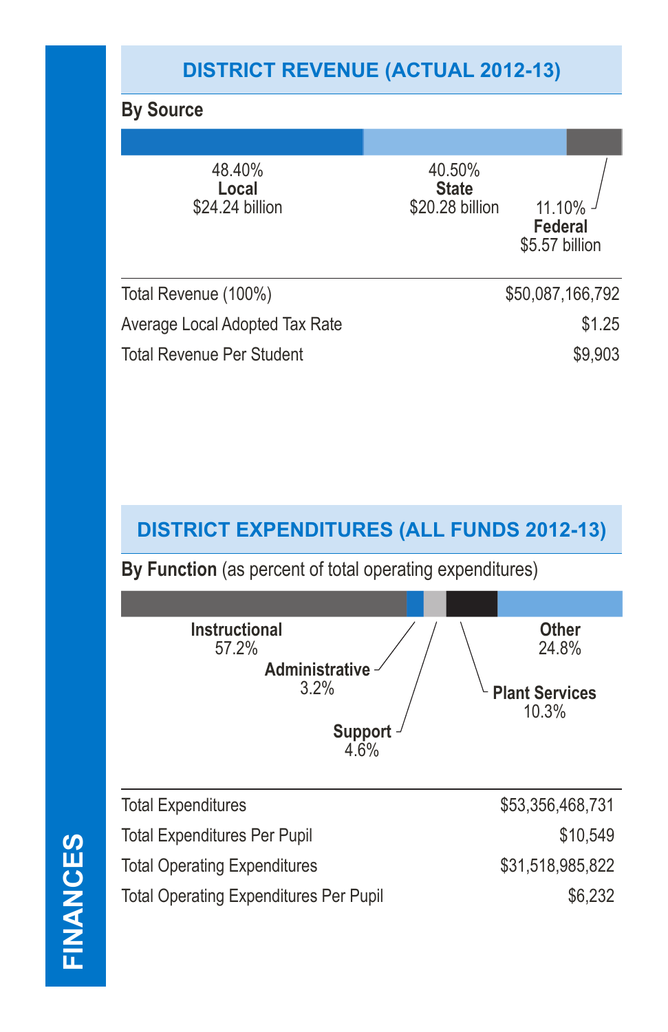# FINANCES

## DISTRICT REVENUE (ACTUAL 2012-13)

**By Source**

48.40%
**Local**
$24.24 billion

40.50%
**State**
$20.28 billion

11.10%
**Federal**
$5.57 billion

| | |
|---|---|
| Total Revenue (100%) | $50,087,166,792 |
| Average Local Adopted Tax Rate | $1.25 |
| Total Revenue Per Student | $9,903 |

## DISTRICT EXPENDITURES (ALL FUNDS 2012-13)

**By Function** (as percent of total operating expenditures)

**Instructional**
57.2%

**Administrative**
3.2%

**Support**
4.6%

**Plant Services**
10.3%

**Other**
24.8%

| | |
|---|---|
| Total Expenditures | $53,356,468,731 |
| Total Expenditures Per Pupil | $10,549 |
| Total Operating Expenditures | $31,518,985,822 |
| Total Operating Expenditures Per Pupil | $6,232 |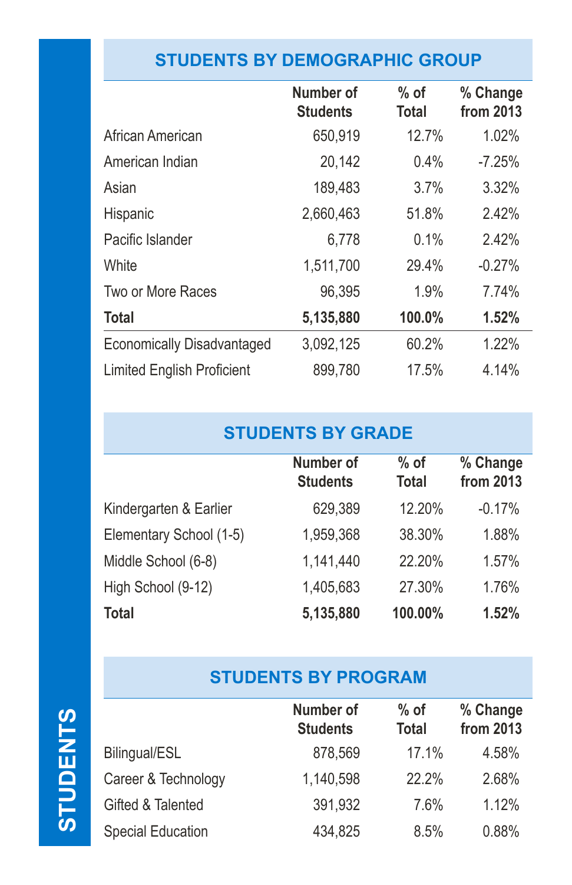# STUDENTS

## STUDENTS BY DEMOGRAPHIC GROUP

| | Number of Students | % of Total | % Change from 2013 |
|---|---|---|---|
| African American | 650,919 | 12.7% | 1.02% |
| American Indian | 20,142 | 0.4% | -7.25% |
| Asian | 189,483 | 3.7% | 3.32% |
| Hispanic | 2,660,463 | 51.8% | 2.42% |
| Pacific Islander | 6,778 | 0.1% | 2.42% |
| White | 1,511,700 | 29.4% | -0.27% |
| Two or More Races | 96,395 | 1.9% | 7.74% |
| **Total** | **5,135,880** | **100.0%** | **1.52%** |
| Economically Disadvantaged | 3,092,125 | 60.2% | 1.22% |
| Limited English Proficient | 899,780 | 17.5% | 4.14% |

## STUDENTS BY GRADE

| | Number of Students | % of Total | % Change from 2013 |
|---|---|---|---|
| Kindergarten & Earlier | 629,389 | 12.20% | -0.17% |
| Elementary School (1-5) | 1,959,368 | 38.30% | 1.88% |
| Middle School (6-8) | 1,141,440 | 22.20% | 1.57% |
| High School (9-12) | 1,405,683 | 27.30% | 1.76% |
| **Total** | **5,135,880** | **100.00%** | **1.52%** |

## STUDENTS BY PROGRAM

| | Number of Students | % of Total | % Change from 2013 |
|---|---|---|---|
| Bilingual/ESL | 878,569 | 17.1% | 4.58% |
| Career & Technology | 1,140,598 | 22.2% | 2.68% |
| Gifted & Talented | 391,932 | 7.6% | 1.12% |
| Special Education | 434,825 | 8.5% | 0.88% |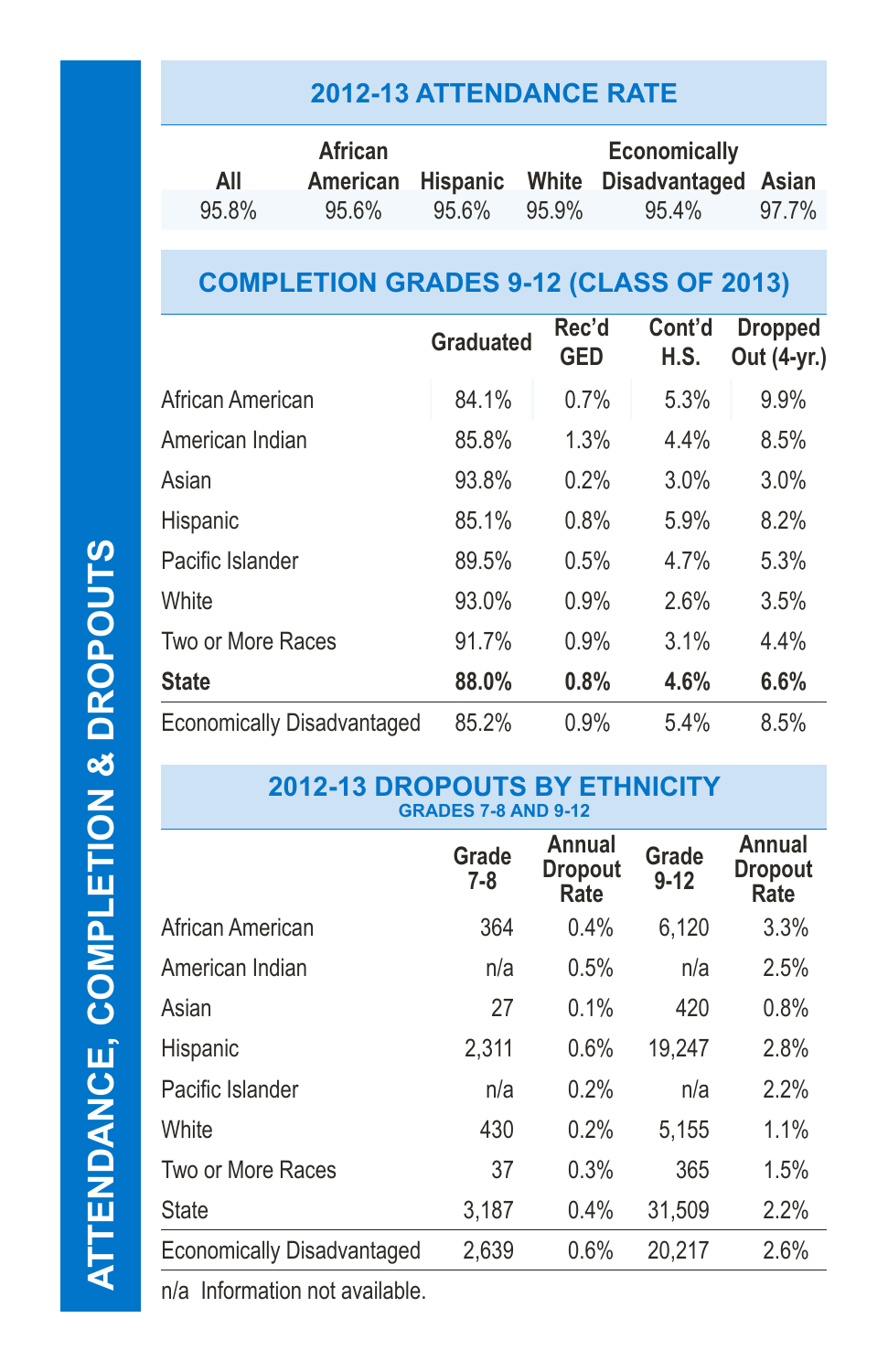# ATTENDANCE, COMPLETION & DROPOUTS

## 2012-13 ATTENDANCE RATE

| All | African American | Hispanic | White | Economically Disadvantaged | Asian |
|---|---|---|---|---|---|
| 95.8% | 95.6% | 95.6% | 95.9% | 95.4% | 97.7% |

## COMPLETION GRADES 9-12 (CLASS OF 2013)

| | Graduated | Rec'd GED | Cont'd H.S. | Dropped Out (4-yr.) |
|---|---|---|---|---|
| African American | 84.1% | 0.7% | 5.3% | 9.9% |
| American Indian | 85.8% | 1.3% | 4.4% | 8.5% |
| Asian | 93.8% | 0.2% | 3.0% | 3.0% |
| Hispanic | 85.1% | 0.8% | 5.9% | 8.2% |
| Pacific Islander | 89.5% | 0.5% | 4.7% | 5.3% |
| White | 93.0% | 0.9% | 2.6% | 3.5% |
| Two or More Races | 91.7% | 0.9% | 3.1% | 4.4% |
| **State** | **88.0%** | **0.8%** | **4.6%** | **6.6%** |
| Economically Disadvantaged | 85.2% | 0.9% | 5.4% | 8.5% |

## 2012-13 DROPOUTS BY ETHNICITY

### GRADES 7-8 AND 9-12

| | Grade 7-8 | Annual Dropout Rate | Grade 9-12 | Annual Dropout Rate |
|---|---|---|---|---|
| African American | 364 | 0.4% | 6,120 | 3.3% |
| American Indian | n/a | 0.5% | n/a | 2.5% |
| Asian | 27 | 0.1% | 420 | 0.8% |
| Hispanic | 2,311 | 0.6% | 19,247 | 2.8% |
| Pacific Islander | n/a | 0.2% | n/a | 2.2% |
| White | 430 | 0.2% | 5,155 | 1.1% |
| Two or More Races | 37 | 0.3% | 365 | 1.5% |
| State | 3,187 | 0.4% | 31,509 | 2.2% |
| Economically Disadvantaged | 2,639 | 0.6% | 20,217 | 2.6% |

n/a Information not available.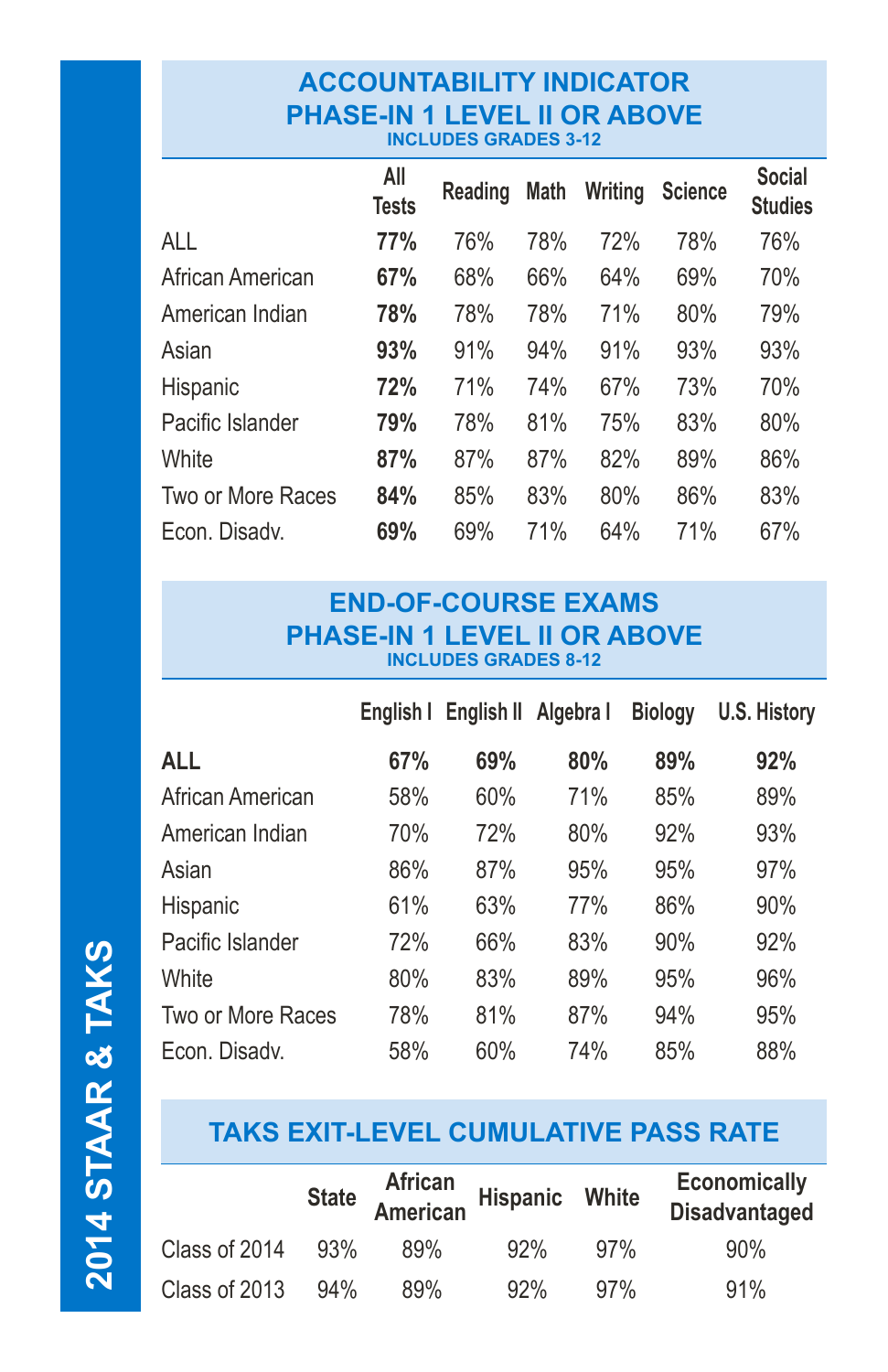# 2014 STAAR & TAKS

## ACCOUNTABILITY INDICATOR PHASE-IN 1 LEVEL II OR ABOVE

INCLUDES GRADES 3-12

| | All Tests | Reading | Math | Writing | Science | Social Studies |
|---|---|---|---|---|---|---|
| ALL | **77%** | 76% | 78% | 72% | 78% | 76% |
| African American | **67%** | 68% | 66% | 64% | 69% | 70% |
| American Indian | **78%** | 78% | 78% | 71% | 80% | 79% |
| Asian | **93%** | 91% | 94% | 91% | 93% | 93% |
| Hispanic | **72%** | 71% | 74% | 67% | 73% | 70% |
| Pacific Islander | **79%** | 78% | 81% | 75% | 83% | 80% |
| White | **87%** | 87% | 87% | 82% | 89% | 86% |
| Two or More Races | **84%** | 85% | 83% | 80% | 86% | 83% |
| Econ. Disadv. | **69%** | 69% | 71% | 64% | 71% | 67% |

## END-OF-COURSE EXAMS PHASE-IN 1 LEVEL II OR ABOVE

INCLUDES GRADES 8-12

| | English I | English II | Algebra I | Biology | U.S. History |
|---|---|---|---|---|---|
| **ALL** | **67%** | **69%** | **80%** | **89%** | **92%** |
| African American | 58% | 60% | 71% | 85% | 89% |
| American Indian | 70% | 72% | 80% | 92% | 93% |
| Asian | 86% | 87% | 95% | 95% | 97% |
| Hispanic | 61% | 63% | 77% | 86% | 90% |
| Pacific Islander | 72% | 66% | 83% | 90% | 92% |
| White | 80% | 83% | 89% | 95% | 96% |
| Two or More Races | 78% | 81% | 87% | 94% | 95% |
| Econ. Disadv. | 58% | 60% | 74% | 85% | 88% |

## TAKS EXIT-LEVEL CUMULATIVE PASS RATE

| | State | African American | Hispanic | White | Economically Disadvantaged |
|---|---|---|---|---|---|
| Class of 2014 | 93% | 89% | 92% | 97% | 90% |
| Class of 2013 | 94% | 89% | 92% | 97% | 91% |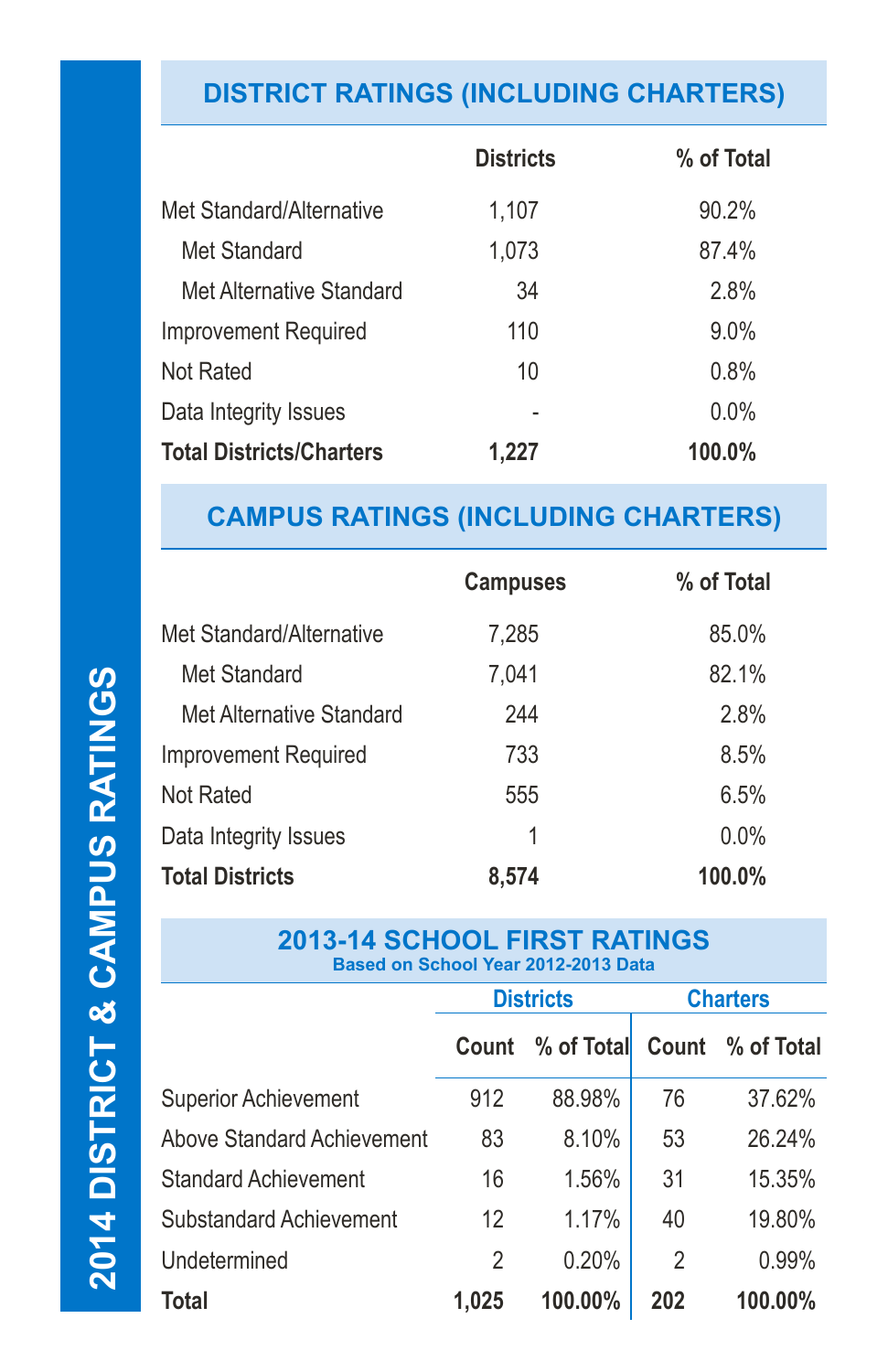# 2014 DISTRICT & CAMPUS RATINGS

## DISTRICT RATINGS (INCLUDING CHARTERS)

| | Districts | % of Total |
|---|---|---|
| Met Standard/Alternative | 1,107 | 90.2% |
| Met Standard | 1,073 | 87.4% |
| Met Alternative Standard | 34 | 2.8% |
| Improvement Required | 110 | 9.0% |
| Not Rated | 10 | 0.8% |
| Data Integrity Issues | - | 0.0% |
| **Total Districts/Charters** | **1,227** | **100.0%** |

## CAMPUS RATINGS (INCLUDING CHARTERS)

| | Campuses | % of Total |
|---|---|---|
| Met Standard/Alternative | 7,285 | 85.0% |
| Met Standard | 7,041 | 82.1% |
| Met Alternative Standard | 244 | 2.8% |
| Improvement Required | 733 | 8.5% |
| Not Rated | 555 | 6.5% |
| Data Integrity Issues | 1 | 0.0% |
| **Total Districts** | **8,574** | **100.0%** |

## 2013-14 SCHOOL FIRST RATINGS

Based on School Year 2012-2013 Data

| | Districts | | Charters | |
|---|---|---|---|---|
| | Count | % of Total | Count | % of Total |
| Superior Achievement | 912 | 88.98% | 76 | 37.62% |
| Above Standard Achievement | 83 | 8.10% | 53 | 26.24% |
| Standard Achievement | 16 | 1.56% | 31 | 15.35% |
| Substandard Achievement | 12 | 1.17% | 40 | 19.80% |
| Undetermined | 2 | 0.20% | 2 | 0.99% |
| **Total** | **1,025** | **100.00%** | **202** | **100.00%** |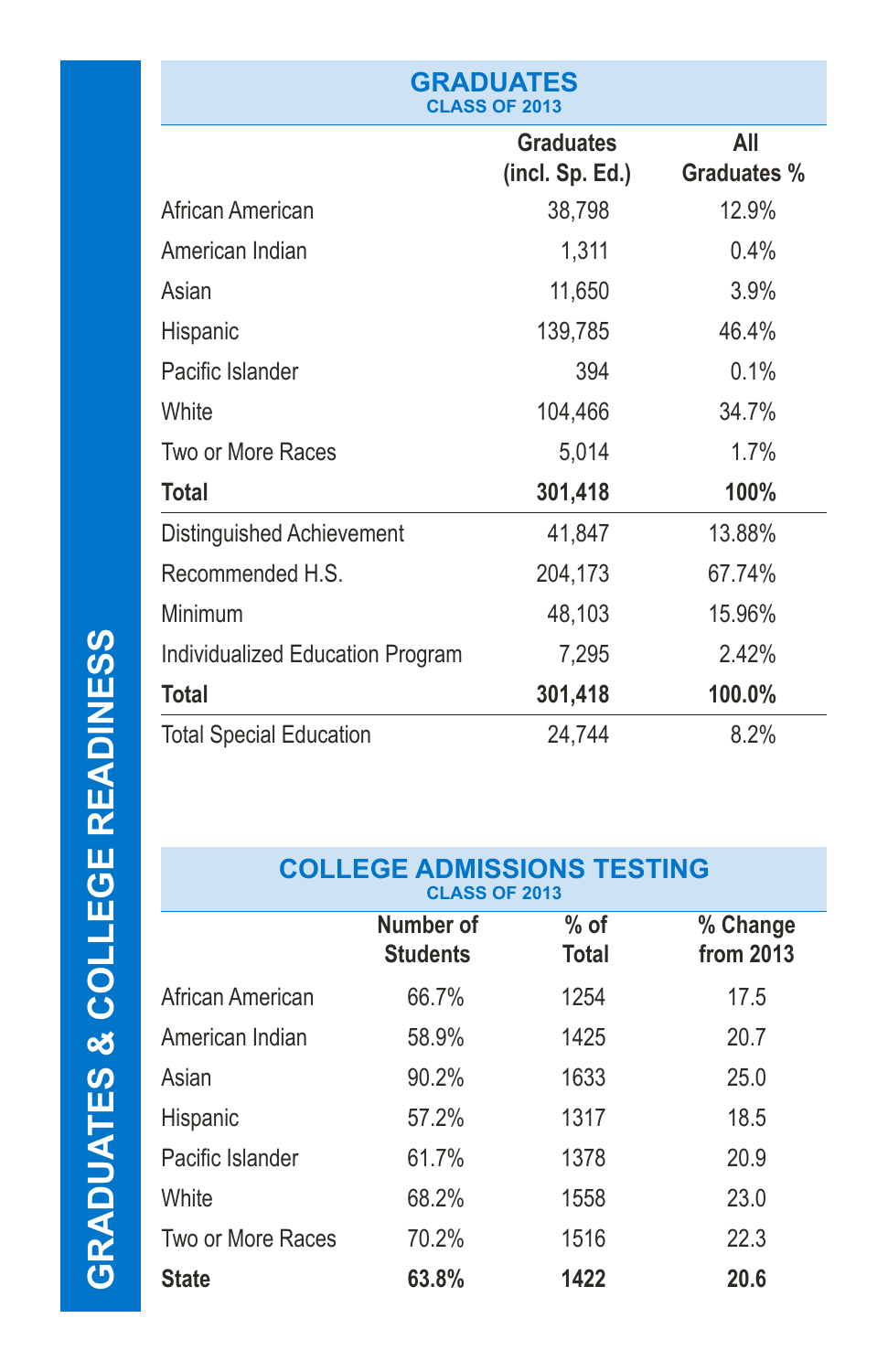# GRADUATES & COLLEGE READINESS

## GRADUATES
### CLASS OF 2013

| | Graduates (incl. Sp. Ed.) | All Graduates % |
|---|---|---|
| African American | 38,798 | 12.9% |
| American Indian | 1,311 | 0.4% |
| Asian | 11,650 | 3.9% |
| Hispanic | 139,785 | 46.4% |
| Pacific Islander | 394 | 0.1% |
| White | 104,466 | 34.7% |
| Two or More Races | 5,014 | 1.7% |
| **Total** | **301,418** | **100%** |
| Distinguished Achievement | 41,847 | 13.88% |
| Recommended H.S. | 204,173 | 67.74% |
| Minimum | 48,103 | 15.96% |
| Individualized Education Program | 7,295 | 2.42% |
| **Total** | **301,418** | **100.0%** |
| Total Special Education | 24,744 | 8.2% |

## COLLEGE ADMISSIONS TESTING
### CLASS OF 2013

| | Number of Students | % of Total | % Change from 2013 |
|---|---|---|---|
| African American | 66.7% | 1254 | 17.5 |
| American Indian | 58.9% | 1425 | 20.7 |
| Asian | 90.2% | 1633 | 25.0 |
| Hispanic | 57.2% | 1317 | 18.5 |
| Pacific Islander | 61.7% | 1378 | 20.9 |
| White | 68.2% | 1558 | 23.0 |
| Two or More Races | 70.2% | 1516 | 22.3 |
| **State** | **63.8%** | **1422** | **20.6** |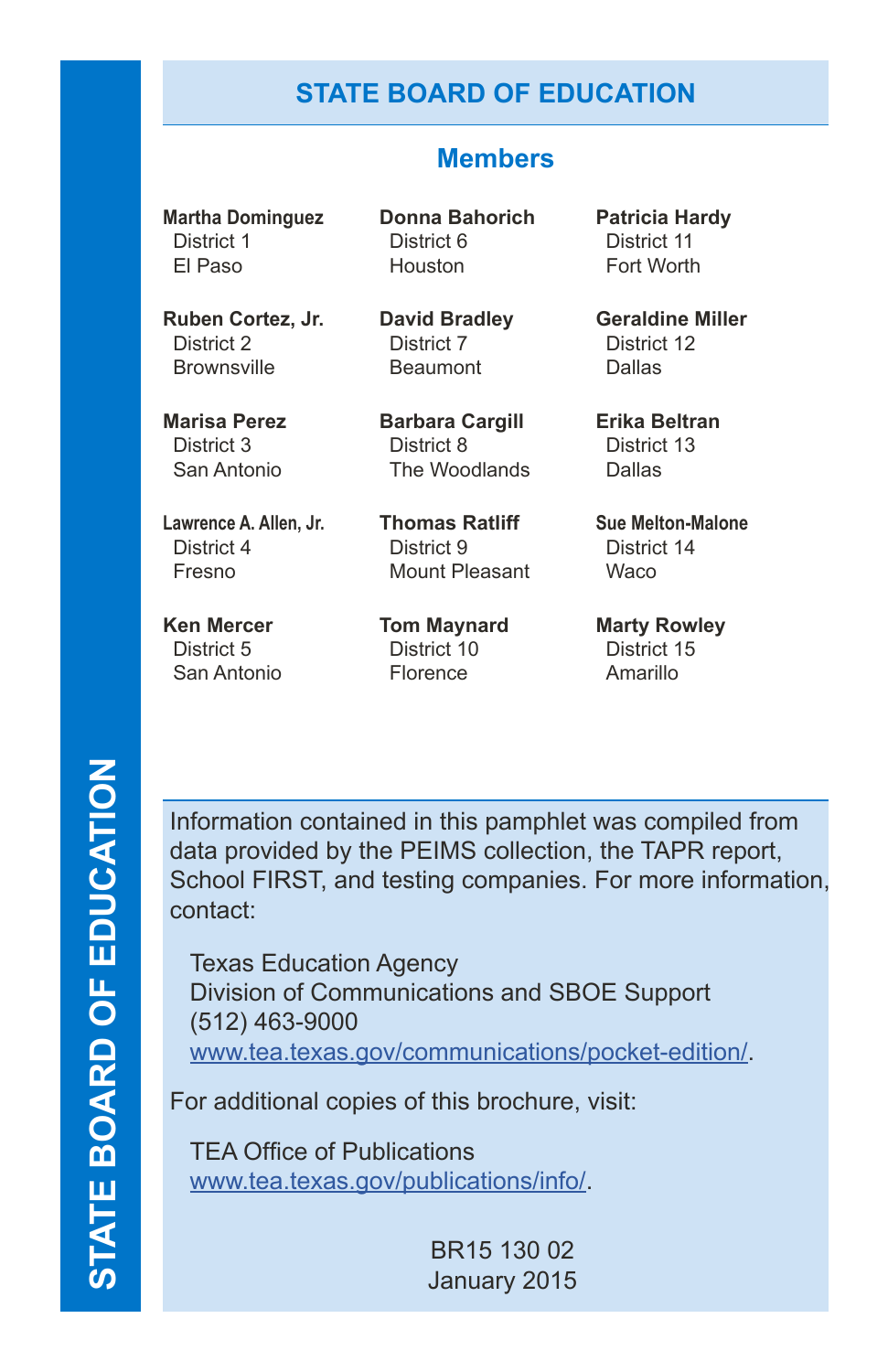# STATE BOARD OF EDUCATION

## Members

**Martha Dominguez**
District 1
El Paso

**Ruben Cortez, Jr.**
District 2
Brownsville

**Marisa Perez**
District 3
San Antonio

**Lawrence A. Allen, Jr.**
District 4
Fresno

**Ken Mercer**
District 5
San Antonio

**Donna Bahorich**
District 6
Houston

**David Bradley**
District 7
Beaumont

**Barbara Cargill**
District 8
The Woodlands

**Thomas Ratliff**
District 9
Mount Pleasant

**Tom Maynard**
District 10
Florence

**Patricia Hardy**
District 11
Fort Worth

**Geraldine Miller**
District 12
Dallas

**Erika Beltran**
District 13
Dallas

**Sue Melton-Malone**
District 14
Waco

**Marty Rowley**
District 15
Amarillo

Information contained in this pamphlet was compiled from data provided by the PEIMS collection, the TAPR report, School FIRST, and testing companies. For more information, contact:

Texas Education Agency
Division of Communications and SBOE Support
(512) 463-9000
www.tea.texas.gov/communications/pocket-edition/.

For additional copies of this brochure, visit:

TEA Office of Publications
www.tea.texas.gov/publications/info/.

BR15 130 02
January 2015